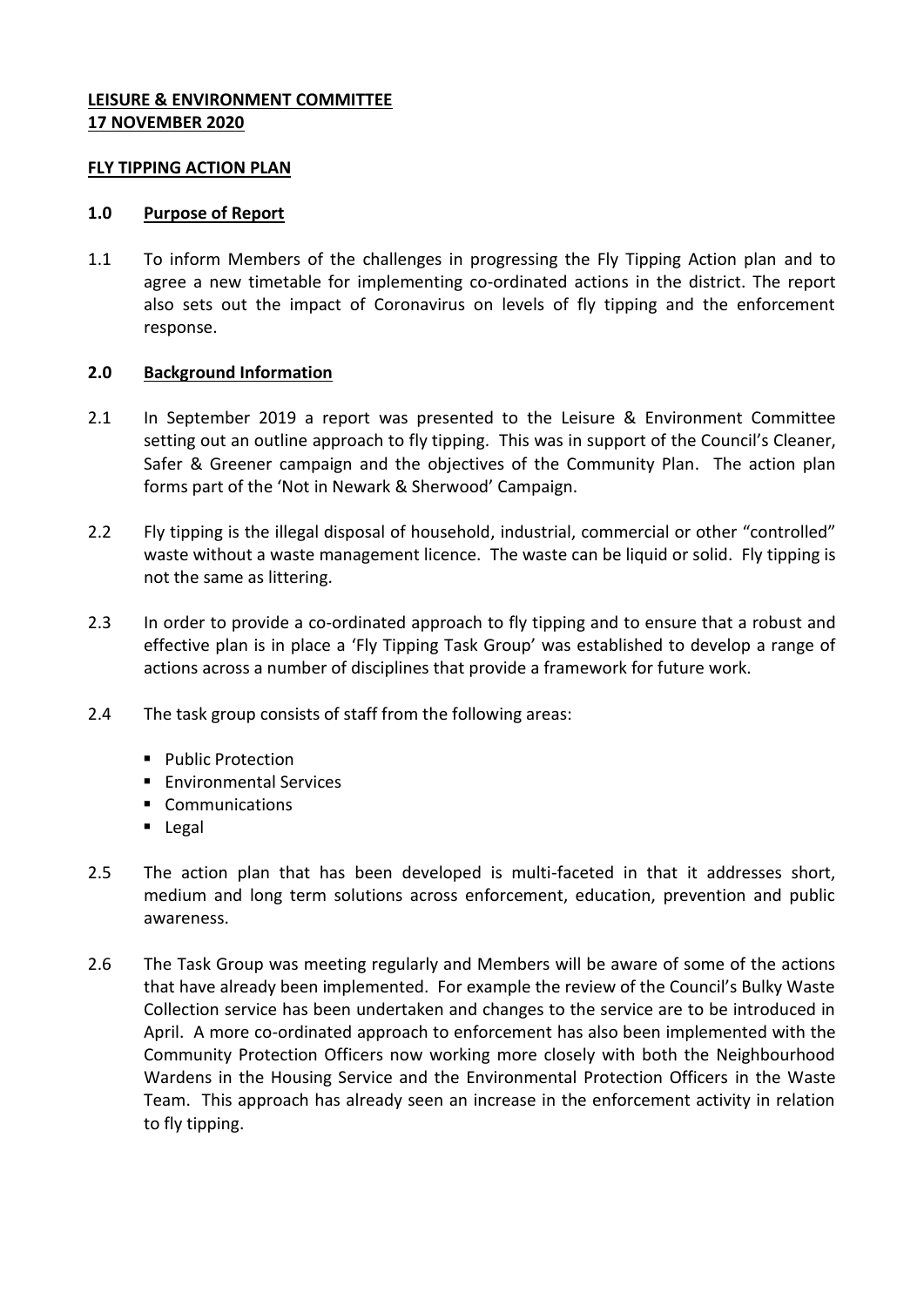**LEISURE & ENVIRONMENT COMMITTEE**
**17 NOVEMBER 2020**

**FLY TIPPING ACTION PLAN**

## 1.0 Purpose of Report

1.1 To inform Members of the challenges in progressing the Fly Tipping Action plan and to agree a new timetable for implementing co-ordinated actions in the district. The report also sets out the impact of Coronavirus on levels of fly tipping and the enforcement response.

## 2.0 Background Information

2.1 In September 2019 a report was presented to the Leisure & Environment Committee setting out an outline approach to fly tipping. This was in support of the Council's Cleaner, Safer & Greener campaign and the objectives of the Community Plan. The action plan forms part of the 'Not in Newark & Sherwood' Campaign.

2.2 Fly tipping is the illegal disposal of household, industrial, commercial or other "controlled" waste without a waste management licence. The waste can be liquid or solid. Fly tipping is not the same as littering.

2.3 In order to provide a co-ordinated approach to fly tipping and to ensure that a robust and effective plan is in place a 'Fly Tipping Task Group' was established to develop a range of actions across a number of disciplines that provide a framework for future work.

2.4 The task group consists of staff from the following areas:

- Public Protection
- Environmental Services
- Communications
- Legal

2.5 The action plan that has been developed is multi-faceted in that it addresses short, medium and long term solutions across enforcement, education, prevention and public awareness.

2.6 The Task Group was meeting regularly and Members will be aware of some of the actions that have already been implemented. For example the review of the Council's Bulky Waste Collection service has been undertaken and changes to the service are to be introduced in April. A more co-ordinated approach to enforcement has also been implemented with the Community Protection Officers now working more closely with both the Neighbourhood Wardens in the Housing Service and the Environmental Protection Officers in the Waste Team. This approach has already seen an increase in the enforcement activity in relation to fly tipping.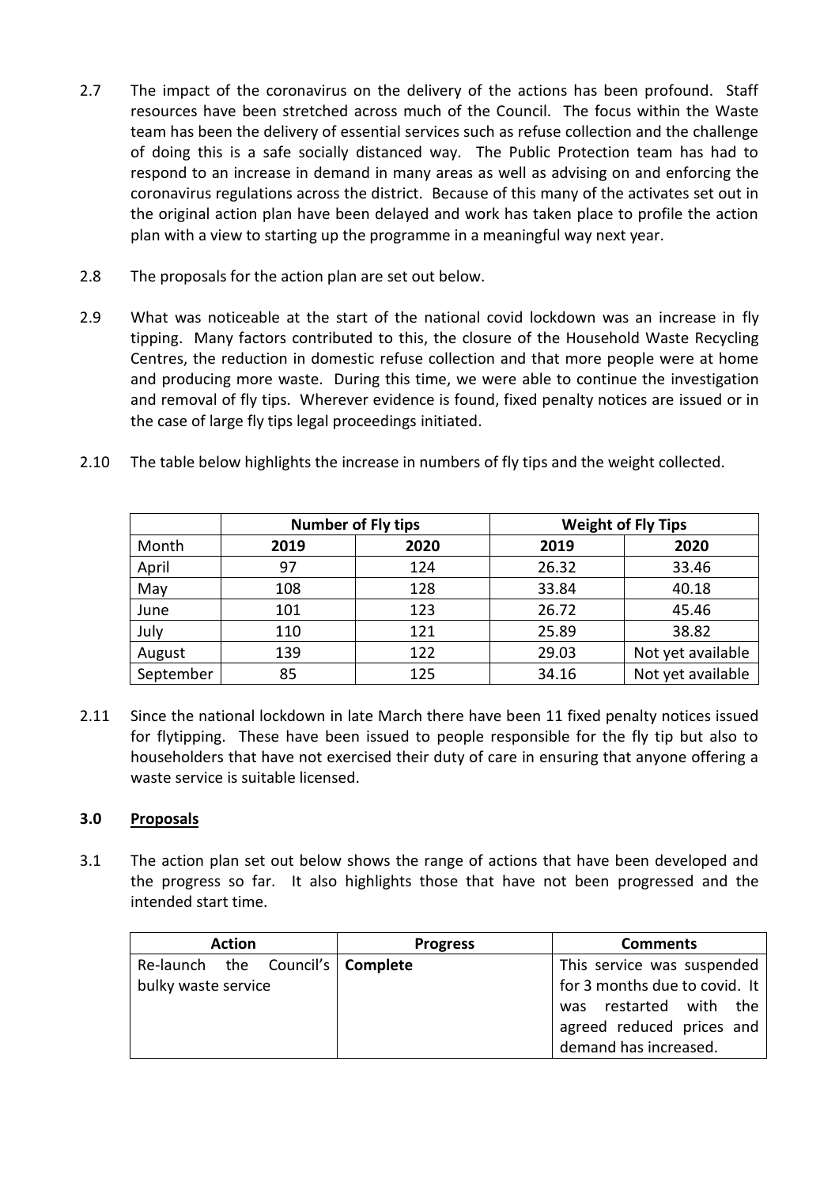2.7 The impact of the coronavirus on the delivery of the actions has been profound. Staff resources have been stretched across much of the Council. The focus within the Waste team has been the delivery of essential services such as refuse collection and the challenge of doing this is a safe socially distanced way. The Public Protection team has had to respond to an increase in demand in many areas as well as advising on and enforcing the coronavirus regulations across the district. Because of this many of the activates set out in the original action plan have been delayed and work has taken place to profile the action plan with a view to starting up the programme in a meaningful way next year.

2.8 The proposals for the action plan are set out below.

2.9 What was noticeable at the start of the national covid lockdown was an increase in fly tipping. Many factors contributed to this, the closure of the Household Waste Recycling Centres, the reduction in domestic refuse collection and that more people were at home and producing more waste. During this time, we were able to continue the investigation and removal of fly tips. Wherever evidence is found, fixed penalty notices are issued or in the case of large fly tips legal proceedings initiated.

2.10 The table below highlights the increase in numbers of fly tips and the weight collected.

| | **Number of Fly tips** | | **Weight of Fly Tips** | |
|---|---|---|---|---|
| Month | **2019** | **2020** | **2019** | **2020** |
| April | 97 | 124 | 26.32 | 33.46 |
| May | 108 | 128 | 33.84 | 40.18 |
| June | 101 | 123 | 26.72 | 45.46 |
| July | 110 | 121 | 25.89 | 38.82 |
| August | 139 | 122 | 29.03 | Not yet available |
| September | 85 | 125 | 34.16 | Not yet available |

2.11 Since the national lockdown in late March there have been 11 fixed penalty notices issued for flytipping. These have been issued to people responsible for the fly tip but also to householders that have not exercised their duty of care in ensuring that anyone offering a waste service is suitable licensed.

## 3.0 Proposals

3.1 The action plan set out below shows the range of actions that have been developed and the progress so far. It also highlights those that have not been progressed and the intended start time.

| Action | Progress | Comments |
|---|---|---|
| Re-launch the Council's bulky waste service | **Complete** | This service was suspended for 3 months due to covid. It was restarted with the agreed reduced prices and demand has increased. |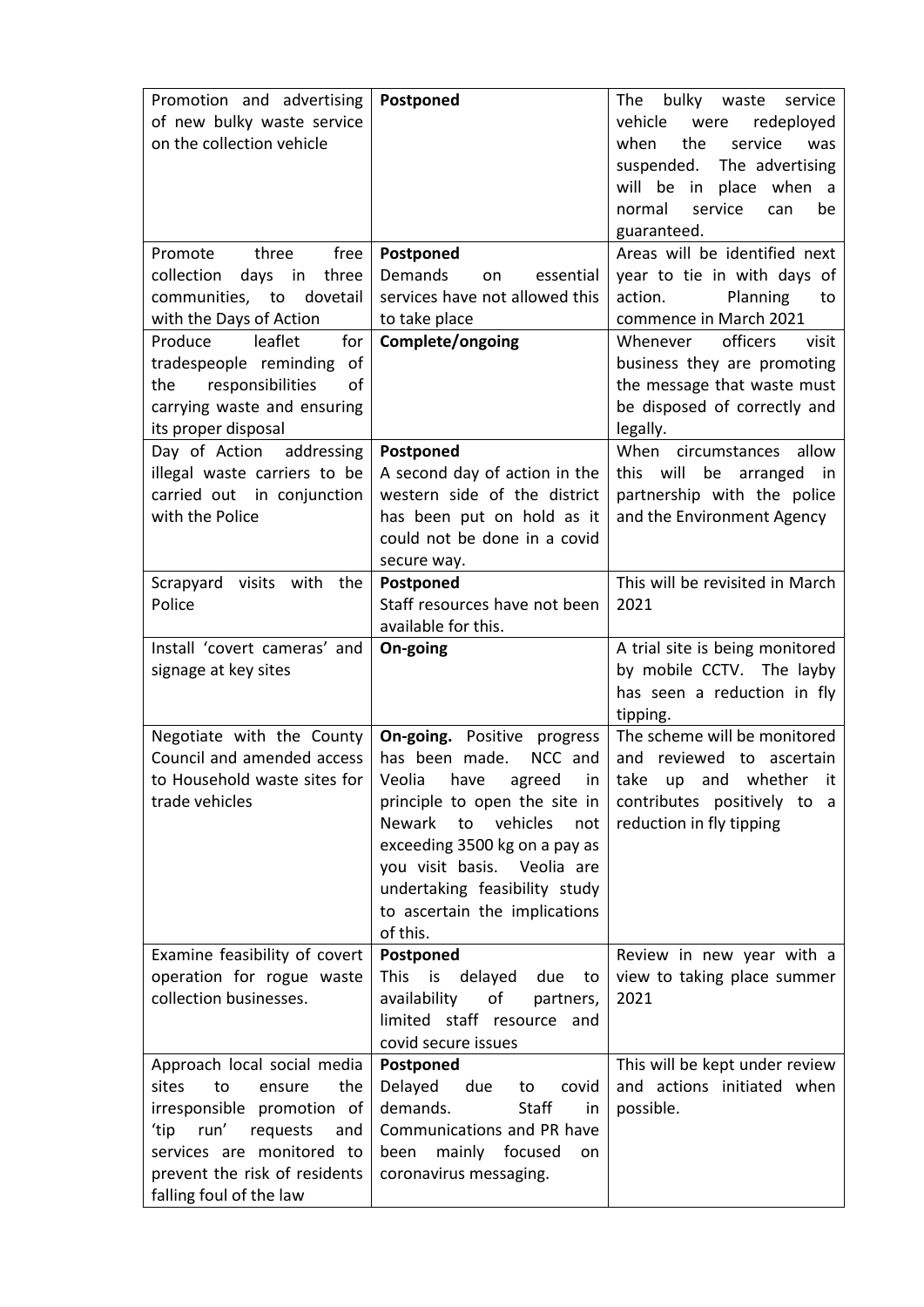| | | |
|---|---|---|
| Promotion and advertising of new bulky waste service on the collection vehicle | **Postponed** | The bulky waste service vehicle were redeployed when the service was suspended. The advertising will be in place when a normal service can be guaranteed. |
| Promote three free collection days in three communities, to dovetail with the Days of Action | **Postponed** Demands on essential services have not allowed this to take place | Areas will be identified next year to tie in with days of action. Planning to commence in March 2021 |
| Produce leaflet for tradespeople reminding of the responsibilities of carrying waste and ensuring its proper disposal | **Complete/ongoing** | Whenever officers visit business they are promoting the message that waste must be disposed of correctly and legally. |
| Day of Action addressing illegal waste carriers to be carried out in conjunction with the Police | **Postponed** A second day of action in the western side of the district has been put on hold as it could not be done in a covid secure way. | When circumstances allow this will be arranged in partnership with the police and the Environment Agency |
| Scrapyard visits with the Police | **Postponed** Staff resources have not been available for this. | This will be revisited in March 2021 |
| Install 'covert cameras' and signage at key sites | **On-going** | A trial site is being monitored by mobile CCTV. The layby has seen a reduction in fly tipping. |
| Negotiate with the County Council and amended access to Household waste sites for trade vehicles | **On-going.** Positive progress has been made. NCC and Veolia have agreed in principle to open the site in Newark to vehicles not exceeding 3500 kg on a pay as you visit basis. Veolia are undertaking feasibility study to ascertain the implications of this. | The scheme will be monitored and reviewed to ascertain take up and whether it contributes positively to a reduction in fly tipping |
| Examine feasibility of covert operation for rogue waste collection businesses. | **Postponed** This is delayed due to availability of partners, limited staff resource and covid secure issues | Review in new year with a view to taking place summer 2021 |
| Approach local social media sites to ensure the irresponsible promotion of 'tip run' requests and services are monitored to prevent the risk of residents falling foul of the law | **Postponed** Delayed due to covid demands. Staff in Communications and PR have been mainly focused on coronavirus messaging. | This will be kept under review and actions initiated when possible. |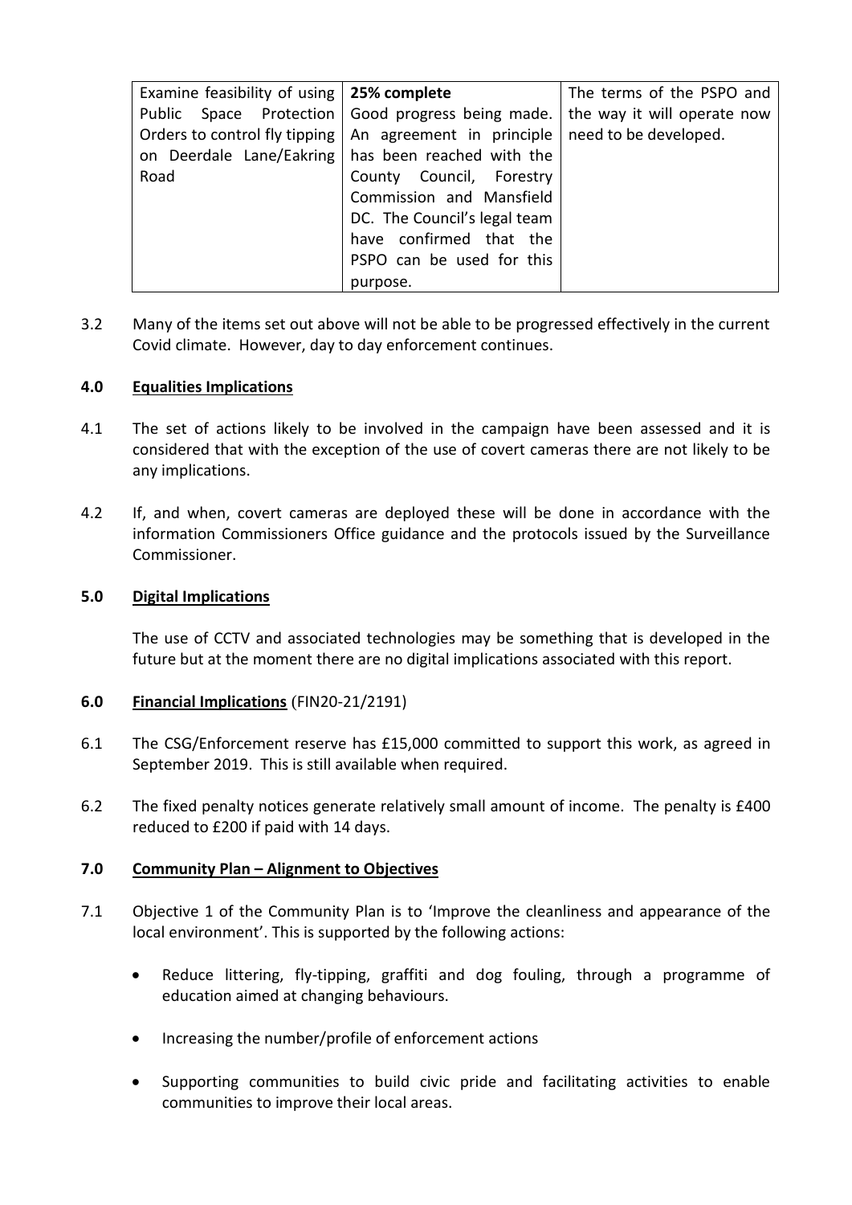| Examine feasibility of using Public Space Protection Orders to control fly tipping on Deerdale Lane/Eakring Road | **25% complete** Good progress being made. An agreement in principle has been reached with the County Council, Forestry Commission and Mansfield DC. The Council's legal team have confirmed that the PSPO can be used for this purpose. | The terms of the PSPO and the way it will operate now need to be developed. |
|---|---|---|

3.2 Many of the items set out above will not be able to be progressed effectively in the current Covid climate. However, day to day enforcement continues.

## 4.0 Equalities Implications

4.1 The set of actions likely to be involved in the campaign have been assessed and it is considered that with the exception of the use of covert cameras there are not likely to be any implications.

4.2 If, and when, covert cameras are deployed these will be done in accordance with the information Commissioners Office guidance and the protocols issued by the Surveillance Commissioner.

## 5.0 Digital Implications

The use of CCTV and associated technologies may be something that is developed in the future but at the moment there are no digital implications associated with this report.

## 6.0 Financial Implications (FIN20-21/2191)

6.1 The CSG/Enforcement reserve has £15,000 committed to support this work, as agreed in September 2019. This is still available when required.

6.2 The fixed penalty notices generate relatively small amount of income. The penalty is £400 reduced to £200 if paid with 14 days.

## 7.0 Community Plan – Alignment to Objectives

7.1 Objective 1 of the Community Plan is to 'Improve the cleanliness and appearance of the local environment'. This is supported by the following actions:

- Reduce littering, fly-tipping, graffiti and dog fouling, through a programme of education aimed at changing behaviours.
- Increasing the number/profile of enforcement actions
- Supporting communities to build civic pride and facilitating activities to enable communities to improve their local areas.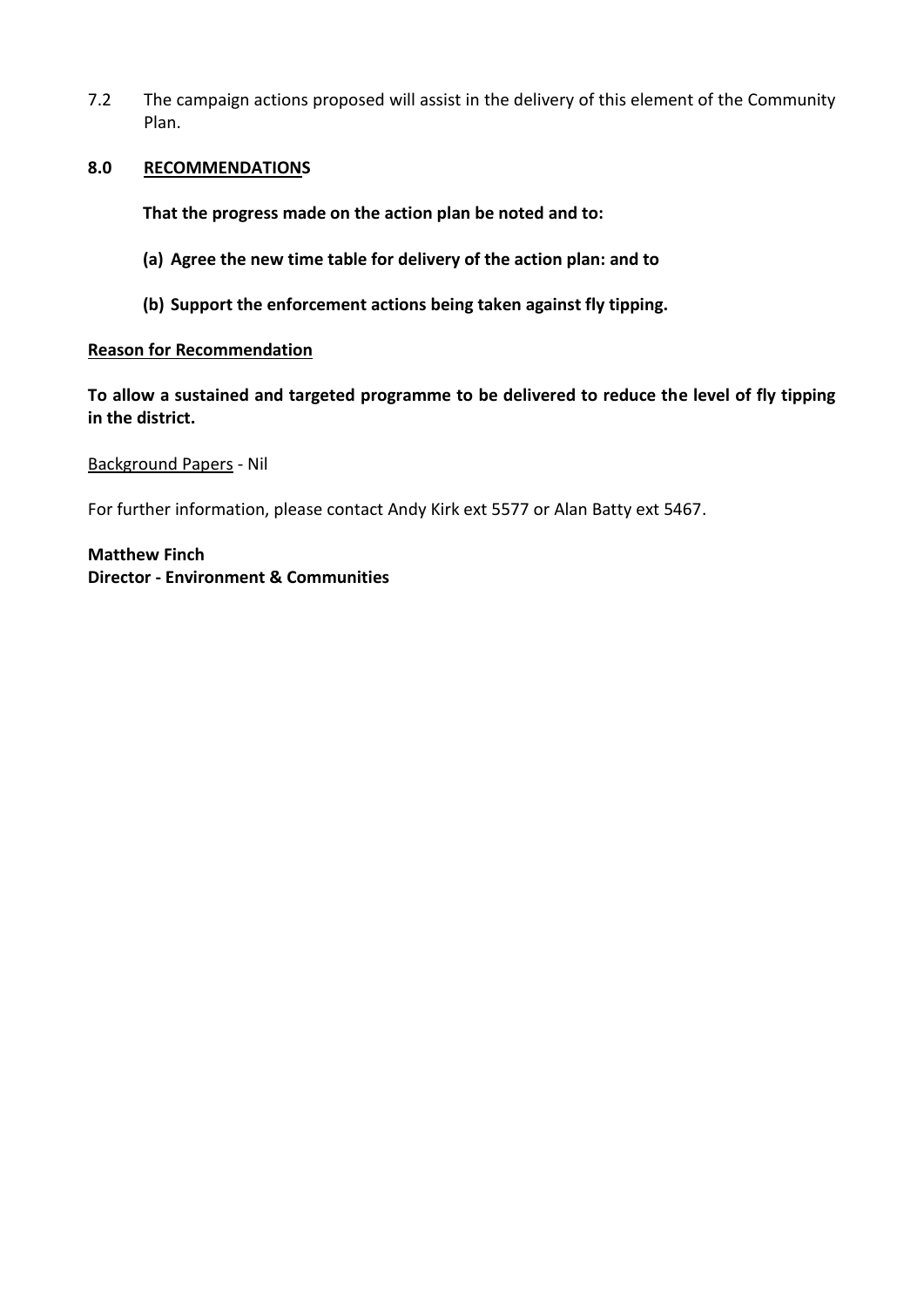7.2 The campaign actions proposed will assist in the delivery of this element of the Community Plan.

## 8.0 RECOMMENDATIONS

**That the progress made on the action plan be noted and to:**

**(a) Agree the new time table for delivery of the action plan: and to**

**(b) Support the enforcement actions being taken against fly tipping.**

**Reason for Recommendation**

**To allow a sustained and targeted programme to be delivered to reduce the level of fly tipping in the district.**

Background Papers - Nil

For further information, please contact Andy Kirk ext 5577 or Alan Batty ext 5467.

**Matthew Finch**
**Director - Environment & Communities**